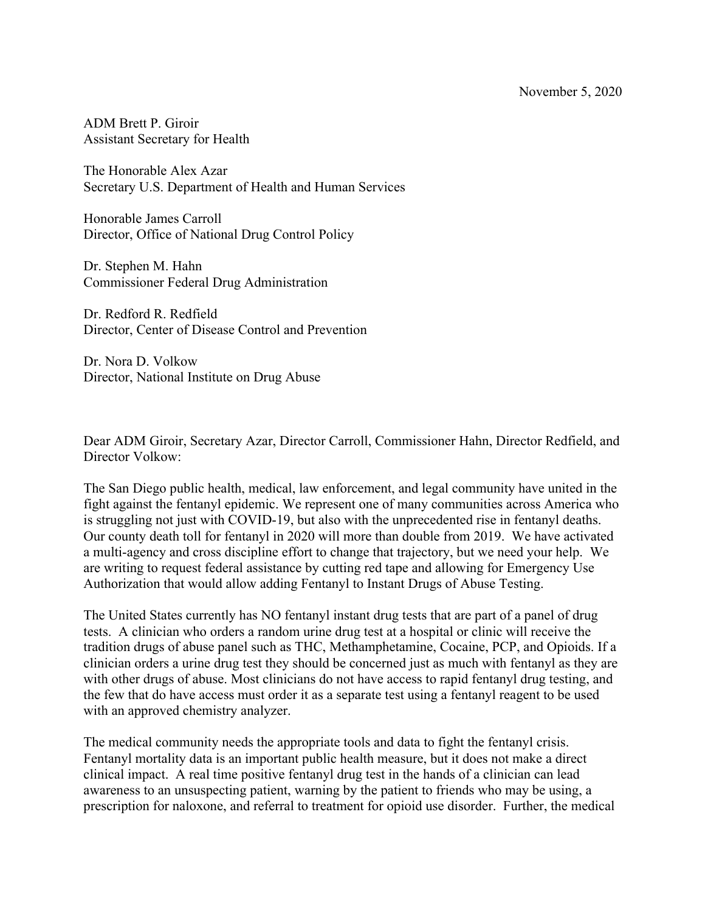November 5, 2020

ADM Brett P. Giroir
Assistant Secretary for Health

The Honorable Alex Azar
Secretary U.S. Department of Health and Human Services

Honorable James Carroll
Director, Office of National Drug Control Policy

Dr. Stephen M. Hahn
Commissioner Federal Drug Administration

Dr. Redford R. Redfield
Director, Center of Disease Control and Prevention

Dr. Nora D. Volkow
Director, National Institute on Drug Abuse

Dear ADM Giroir, Secretary Azar, Director Carroll, Commissioner Hahn, Director Redfield, and Director Volkow:

The San Diego public health, medical, law enforcement, and legal community have united in the fight against the fentanyl epidemic. We represent one of many communities across America who is struggling not just with COVID-19, but also with the unprecedented rise in fentanyl deaths. Our county death toll for fentanyl in 2020 will more than double from 2019. We have activated a multi-agency and cross discipline effort to change that trajectory, but we need your help. We are writing to request federal assistance by cutting red tape and allowing for Emergency Use Authorization that would allow adding Fentanyl to Instant Drugs of Abuse Testing.

The United States currently has NO fentanyl instant drug tests that are part of a panel of drug tests. A clinician who orders a random urine drug test at a hospital or clinic will receive the tradition drugs of abuse panel such as THC, Methamphetamine, Cocaine, PCP, and Opioids. If a clinician orders a urine drug test they should be concerned just as much with fentanyl as they are with other drugs of abuse. Most clinicians do not have access to rapid fentanyl drug testing, and the few that do have access must order it as a separate test using a fentanyl reagent to be used with an approved chemistry analyzer.

The medical community needs the appropriate tools and data to fight the fentanyl crisis. Fentanyl mortality data is an important public health measure, but it does not make a direct clinical impact. A real time positive fentanyl drug test in the hands of a clinician can lead awareness to an unsuspecting patient, warning by the patient to friends who may be using, a prescription for naloxone, and referral to treatment for opioid use disorder. Further, the medical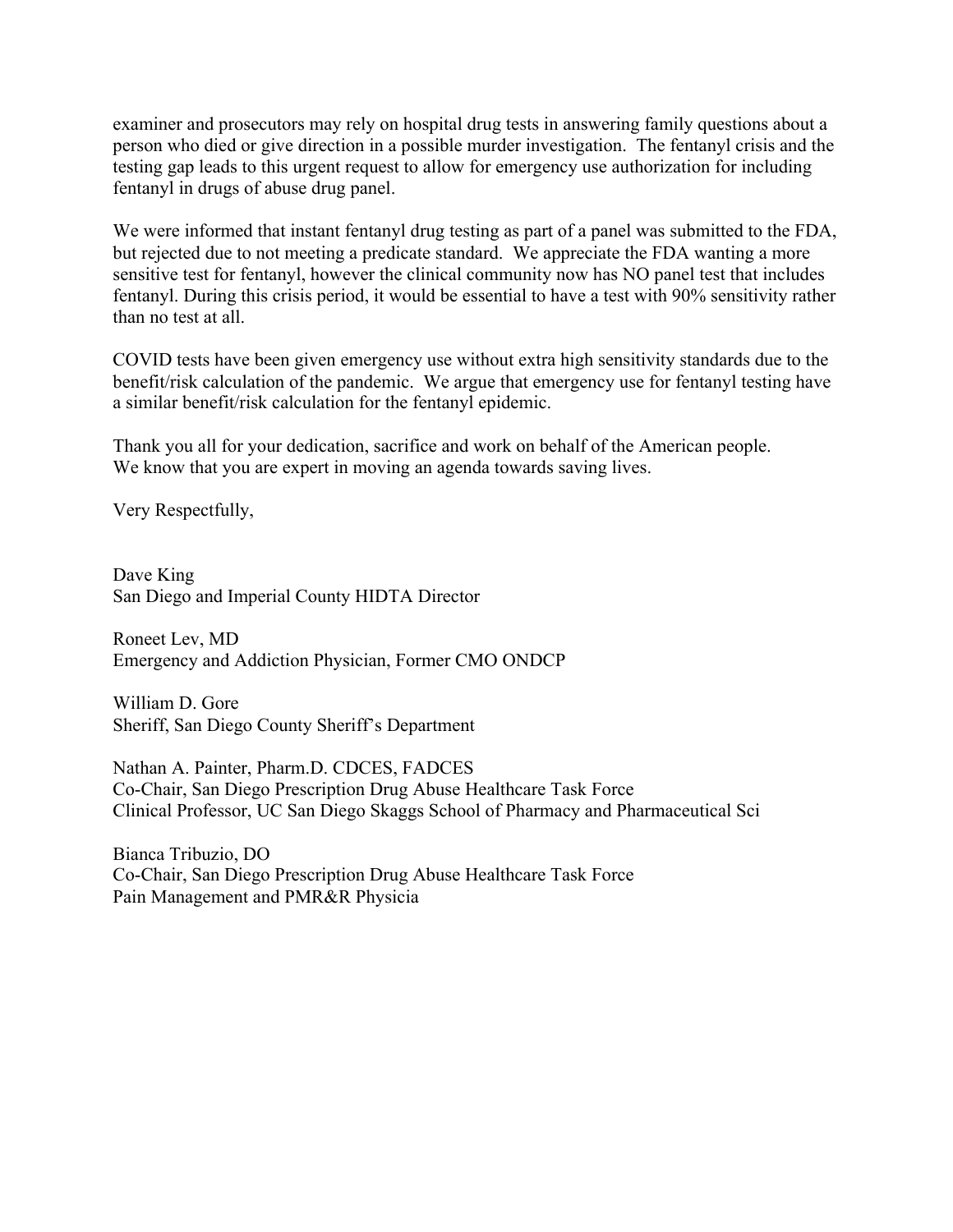examiner and prosecutors may rely on hospital drug tests in answering family questions about a person who died or give direction in a possible murder investigation. The fentanyl crisis and the testing gap leads to this urgent request to allow for emergency use authorization for including fentanyl in drugs of abuse drug panel.

We were informed that instant fentanyl drug testing as part of a panel was submitted to the FDA, but rejected due to not meeting a predicate standard. We appreciate the FDA wanting a more sensitive test for fentanyl, however the clinical community now has NO panel test that includes fentanyl. During this crisis period, it would be essential to have a test with 90% sensitivity rather than no test at all.

COVID tests have been given emergency use without extra high sensitivity standards due to the benefit/risk calculation of the pandemic. We argue that emergency use for fentanyl testing have a similar benefit/risk calculation for the fentanyl epidemic.

Thank you all for your dedication, sacrifice and work on behalf of the American people.
We know that you are expert in moving an agenda towards saving lives.

Very Respectfully,

Dave King
San Diego and Imperial County HIDTA Director

Roneet Lev, MD
Emergency and Addiction Physician, Former CMO ONDCP

William D. Gore
Sheriff, San Diego County Sheriff's Department

Nathan A. Painter, Pharm.D. CDCES, FADCES
Co-Chair, San Diego Prescription Drug Abuse Healthcare Task Force
Clinical Professor, UC San Diego Skaggs School of Pharmacy and Pharmaceutical Sci

Bianca Tribuzio, DO
Co-Chair, San Diego Prescription Drug Abuse Healthcare Task Force
Pain Management and PMR&R Physicia